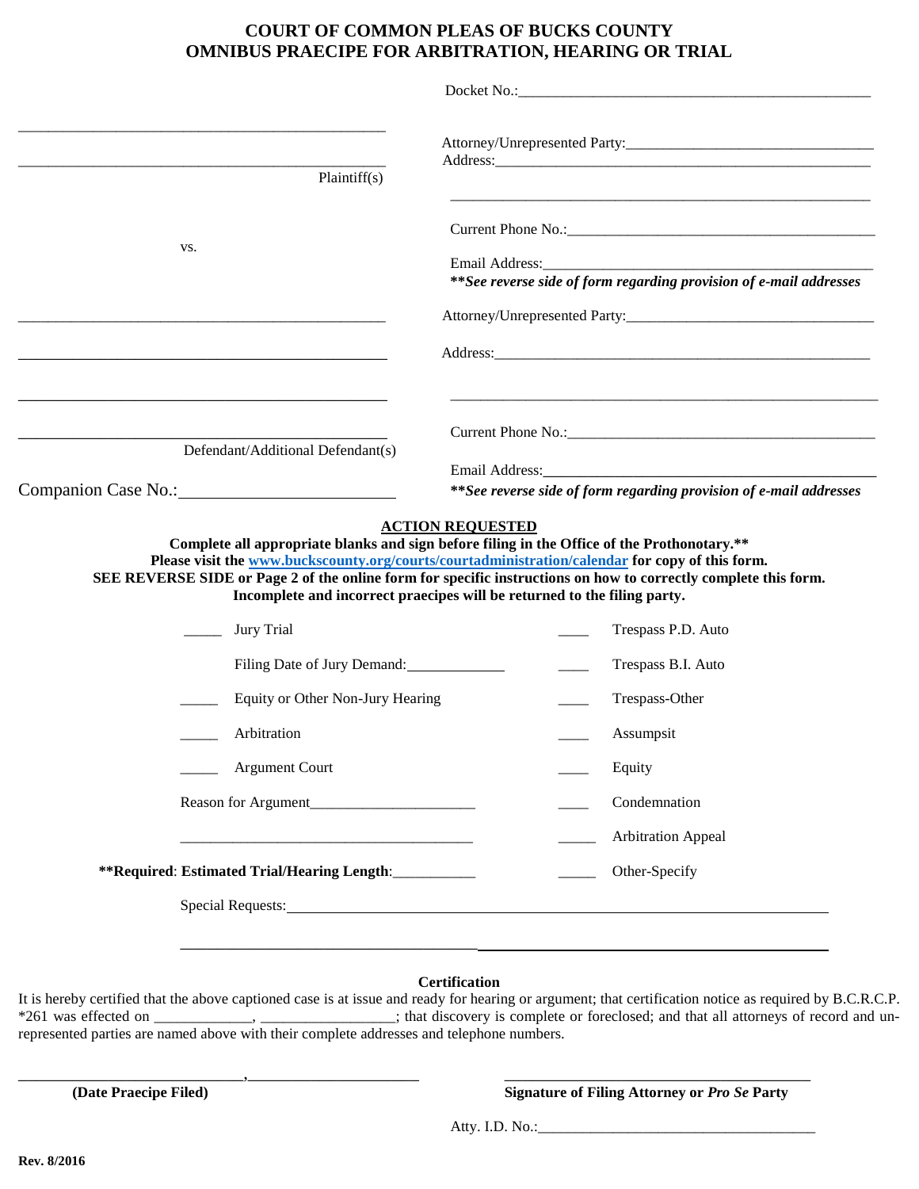# COURT OF COMMON PLEAS OF BUCKS COUNTY
# OMNIBUS PRAECIPE FOR ARBITRATION, HEARING OR TRIAL

Docket No.:_______________________________________________

_______________________________________________

_______________________________________________
Plaintiff(s)

vs.

_______________________________________________

_______________________________________________

_______________________________________________

_______________________________________________
Defendant/Additional Defendant(s)

Companion Case No.:_______________________

Attorney/Unrepresented Party:________________________________
Address:___________________________________________________

___________________________________________________________

Current Phone No.:__________________________________________

Email Address:_____________________________________________
***\*\*See reverse side of form regarding provision of e-mail addresses***

Attorney/Unrepresented Party:________________________________

Address:___________________________________________________

___________________________________________________________

Current Phone No.:__________________________________________

Email Address:_____________________________________________
***\*\*See reverse side of form regarding provision of e-mail addresses***

## ACTION REQUESTED

**Complete all appropriate blanks and sign before filing in the Office of the Prothonotary.\*\***
**Please visit the www.buckscounty.org/courts/courtadministration/calendar for copy of this form.**
**SEE REVERSE SIDE or Page 2 of the online form for specific instructions on how to correctly complete this form.**
**Incomplete and incorrect praecipes will be returned to the filing party.**

_____ Jury Trial

Filing Date of Jury Demand:____________

_____ Equity or Other Non-Jury Hearing

_____ Arbitration

_____ Argument Court

Reason for Argument_____________________

_______________________________________

**\*\*Required**: **Estimated Trial/Hearing Length**:___________

____ Trespass P.D. Auto

____ Trespass B.I. Auto

____ Trespass-Other

____ Assumpsit

____ Equity

____ Condemnation

_____ Arbitration Appeal

_____ Other-Specify

Special Requests:_______________________________________________________________

_______________________________________________________________________________

### Certification

It is hereby certified that the above captioned case is at issue and ready for hearing or argument; that certification notice as required by B.C.R.C.P. *261 was effected on _____________, _________________; that discovery is complete or foreclosed; and that all attorneys of record and unrepresented parties are named above with their complete addresses and telephone numbers.

____________________________,______________________
**(Date Praecipe Filed)**

_____________________________________
**Signature of Filing Attorney or *Pro Se* Party**

Atty. I.D. No.:___________________________________

**Rev. 8/2016**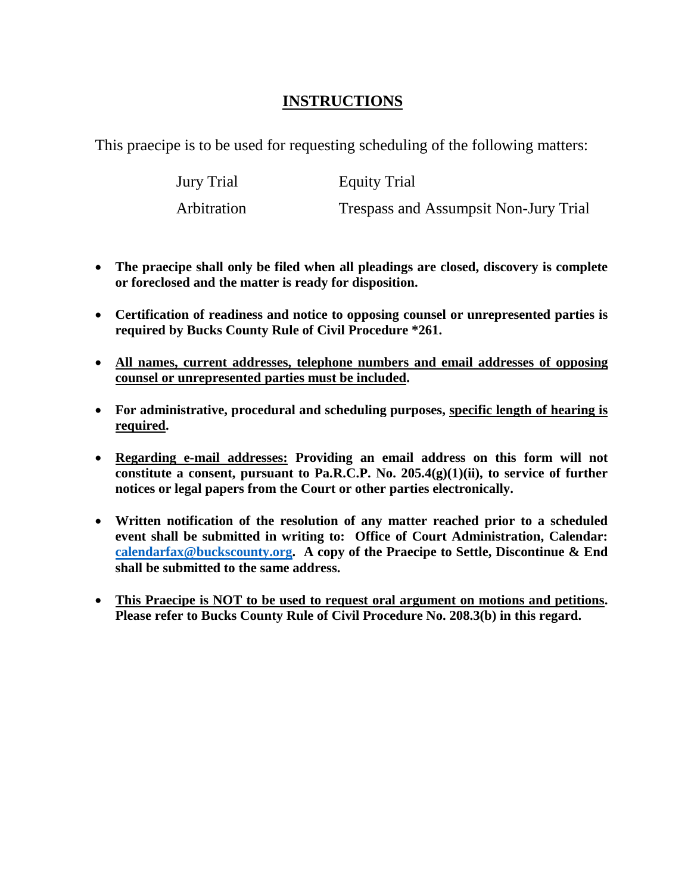# INSTRUCTIONS

This praecipe is to be used for requesting scheduling of the following matters:

| | |
|---|---|
| Jury Trial | Equity Trial |
| Arbitration | Trespass and Assumpsit Non-Jury Trial |

- **The praecipe shall only be filed when all pleadings are closed, discovery is complete or foreclosed and the matter is ready for disposition.**
- **Certification of readiness and notice to opposing counsel or unrepresented parties is required by Bucks County Rule of Civil Procedure *261.**
- **<u>All names, current addresses, telephone numbers and email addresses of opposing counsel or unrepresented parties must be included</u>.**
- **For administrative, procedural and scheduling purposes, <u>specific length of hearing is required</u>.**
- **<u>Regarding e-mail addresses:</u> Providing an email address on this form will not constitute a consent, pursuant to Pa.R.C.P. No. 205.4(g)(1)(ii), to service of further notices or legal papers from the Court or other parties electronically.**
- **Written notification of the resolution of any matter reached prior to a scheduled event shall be submitted in writing to: Office of Court Administration, Calendar: calendarfax@buckscounty.org. A copy of the Praecipe to Settle, Discontinue & End shall be submitted to the same address.**
- **<u>This Praecipe is NOT to be used to request oral argument on motions and petitions</u>. Please refer to Bucks County Rule of Civil Procedure No. 208.3(b) in this regard.**